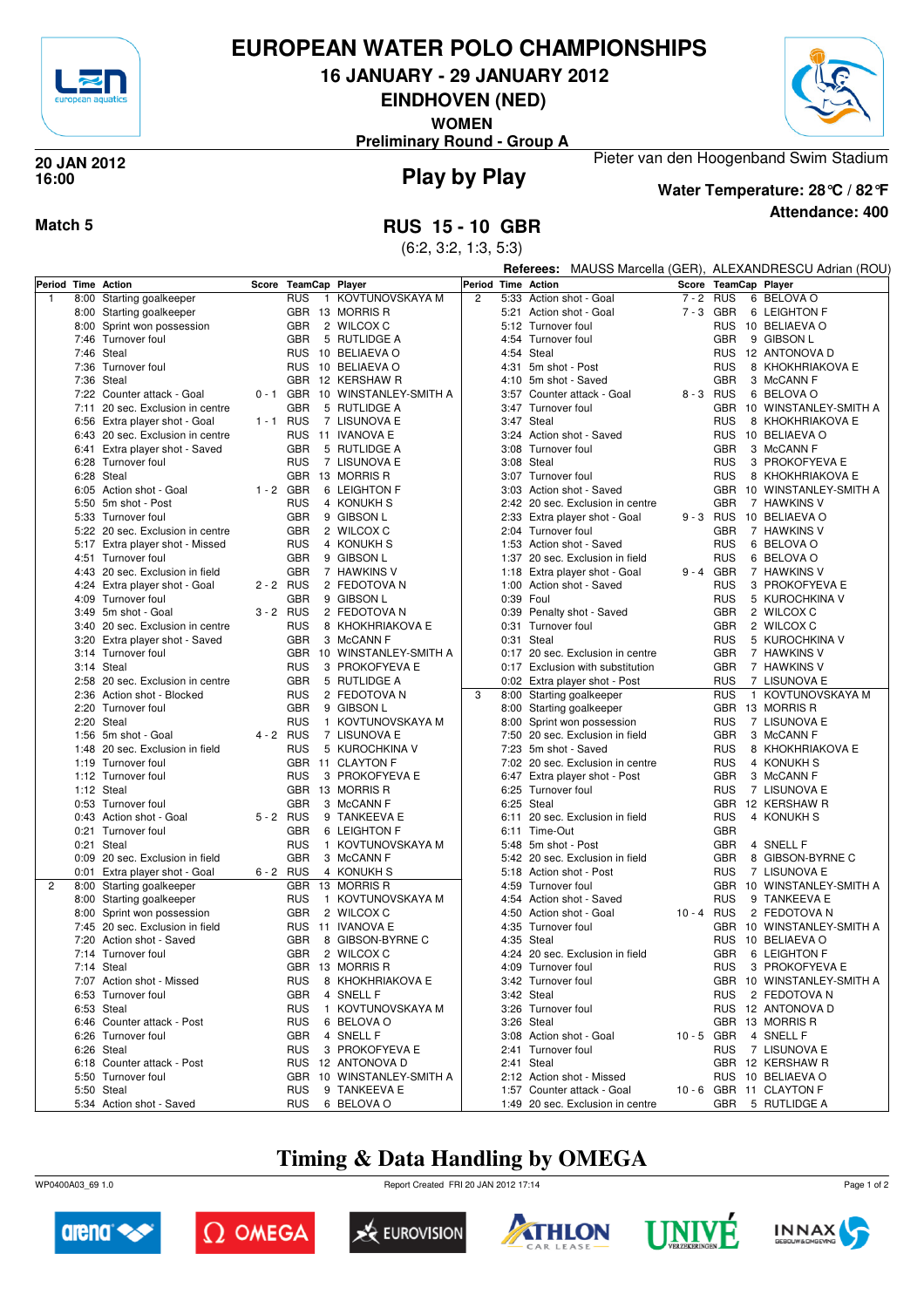# EUROPEAN WATER POLO CHAMPIONSHIPS

## 16 JANUARY - 29 JANUARY 2012

## EINDHOVEN (NED)

**WOMEN**

**Preliminary Round - Group A**

**20 JAN 2012**
**16:00**

## Play by Play

Pieter van den Hoogenband Swim Stadium

**Water Temperature: 28°C / 82°F**

**Attendance: 400**

**Match 5**

## RUS 15 - 10 GBR

(6:2, 3:2, 1:3, 5:3)

**Referees:** MAUSS Marcella (GER), ALEXANDRESCU Adrian (ROU)

| Period | Time | Action | Score | TeamCap | | Player |
|---|---|---|---|---|---|---|
| 1 | 8:00 | Starting goalkeeper | | RUS | 1 | KOVTUNOVSKAYA M |
| | 8:00 | Starting goalkeeper | | GBR | 13 | MORRIS R |
| | 8:00 | Sprint won possession | | GBR | 2 | WILCOX C |
| | 7:46 | Turnover foul | | GBR | 5 | RUTLIDGE A |
| | 7:46 | Steal | | RUS | 10 | BELIAEVA O |
| | 7:36 | Turnover foul | | RUS | 10 | BELIAEVA O |
| | 7:36 | Steal | | GBR | 12 | KERSHAW R |
| | 7:22 | Counter attack - Goal | 0 - 1 | GBR | 10 | WINSTANLEY-SMITH A |
| | 7:11 | 20 sec. Exclusion in centre | | GBR | 5 | RUTLIDGE A |
| | 6:56 | Extra player shot - Goal | 1 - 1 | RUS | 7 | LISUNOVA E |
| | 6:43 | 20 sec. Exclusion in centre | | RUS | 11 | IVANOVA E |
| | 6:41 | Extra player shot - Saved | | GBR | 5 | RUTLIDGE A |
| | 6:28 | Turnover foul | | RUS | 7 | LISUNOVA E |
| | 6:28 | Steal | | GBR | 13 | MORRIS R |
| | 6:05 | Action shot - Goal | 1 - 2 | GBR | 6 | LEIGHTON F |
| | 5:50 | 5m shot - Post | | RUS | 4 | KONUKH S |
| | 5:33 | Turnover foul | | GBR | 9 | GIBSON L |
| | 5:22 | 20 sec. Exclusion in centre | | GBR | 2 | WILCOX C |
| | 5:17 | Extra player shot - Missed | | RUS | 4 | KONUKH S |
| | 4:51 | Turnover foul | | GBR | 9 | GIBSON L |
| | 4:43 | 20 sec. Exclusion in field | | GBR | 7 | HAWKINS V |
| | 4:24 | Extra player shot - Goal | 2 - 2 | RUS | 2 | FEDOTOVA N |
| | 4:09 | Turnover foul | | GBR | 9 | GIBSON L |
| | 3:49 | 5m shot - Goal | 3 - 2 | RUS | 6 | FEDOTOVA N |
| | 3:40 | 20 sec. Exclusion in centre | | RUS | 8 | KHOKHRIAKOVA E |
| | 3:20 | Extra player shot - Saved | | GBR | 3 | McCANN F |
| | 3:14 | Turnover foul | | GBR | 10 | WINSTANLEY-SMITH A |
| | 3:14 | Steal | | RUS | 3 | PROKOFYEVA E |
| | 2:58 | 20 sec. Exclusion in centre | | GBR | 5 | RUTLIDGE A |
| | 2:36 | Action shot - Blocked | | RUS | 2 | FEDOTOVA N |
| | 2:20 | Turnover foul | | GBR | 9 | GIBSON L |
| | 2:20 | Steal | | RUS | 1 | KOVTUNOVSKAYA M |
| | 1:56 | 5m shot - Goal | 4 - 2 | RUS | 7 | LISUNOVA E |
| | 1:48 | 20 sec. Exclusion in field | | RUS | 5 | KUROCHKINA V |
| | 1:19 | Turnover foul | | GBR | 11 | CLAYTON F |
| | 1:12 | Turnover foul | | RUS | 3 | PROKOFYEVA E |
| | 1:12 | Steal | | GBR | 13 | MORRIS R |
| | 0:53 | Turnover foul | | GBR | 3 | McCANN F |
| | 0:43 | Action shot - Goal | 5 - 2 | RUS | 9 | TANKEEVA E |
| | 0:21 | Turnover foul | | GBR | 6 | LEIGHTON F |
| | 0:21 | Steal | | RUS | 1 | KOVTUNOVSKAYA M |
| | 0:09 | 20 sec. Exclusion in field | | GBR | 3 | McCANN F |
| | 0:01 | Extra player shot - Goal | 6 - 2 | RUS | 4 | KONUKH S |
| 2 | 8:00 | Starting goalkeeper | | GBR | 13 | MORRIS R |
| | 8:00 | Starting goalkeeper | | RUS | 1 | KOVTUNOVSKAYA M |
| | 8:00 | Sprint won possession | | GBR | 2 | WILCOX C |
| | 7:45 | 20 sec. Exclusion in field | | RUS | 11 | IVANOVA E |
| | 7:20 | Action shot - Saved | | GBR | 8 | GIBSON-BYRNE C |
| | 7:14 | Turnover foul | | GBR | 2 | WILCOX C |
| | 7:14 | Steal | | GBR | 13 | MORRIS R |
| | 7:07 | Action shot - Missed | | RUS | 8 | KHOKHRIAKOVA E |
| | 6:53 | Turnover foul | | GBR | 4 | SNELL F |
| | 6:53 | Steal | | RUS | 1 | KOVTUNOVSKAYA M |
| | 6:46 | Counter attack - Post | | RUS | 6 | BELOVA O |
| | 6:26 | Turnover foul | | GBR | 4 | SNELL F |
| | 6:26 | Steal | | RUS | 3 | PROKOFYEVA E |
| | 6:18 | Counter attack - Post | | RUS | 12 | ANTONOVA D |
| | 5:50 | Turnover foul | | GBR | 10 | WINSTANLEY-SMITH A |
| | 5:50 | Steal | | RUS | 9 | TANKEEVA E |
| | 5:34 | Action shot - Saved | | RUS | 6 | BELOVA O |
| 2 | 5:33 | Action shot - Goal | 7 - 2 | RUS | 6 | BELOVA O |
| | 5:21 | Action shot - Goal | 7 - 3 | GBR | 6 | LEIGHTON F |
| | 5:12 | Turnover foul | | RUS | 10 | BELIAEVA O |
| | 4:54 | Turnover foul | | GBR | 9 | GIBSON L |
| | 4:54 | Steal | | RUS | 12 | ANTONOVA D |
| | 4:31 | 5m shot - Post | | RUS | 8 | KHOKHRIAKOVA E |
| | 4:10 | 5m shot - Saved | | GBR | 3 | McCANN F |
| | 3:57 | Counter attack - Goal | 8 - 3 | RUS | 6 | BELOVA O |
| | 3:47 | Turnover foul | | GBR | 10 | WINSTANLEY-SMITH A |
| | 3:47 | Steal | | RUS | 8 | KHOKHRIAKOVA E |
| | 3:24 | Action shot - Saved | | RUS | 10 | BELIAEVA O |
| | 3:08 | Turnover foul | | GBR | 3 | McCANN F |
| | 3:08 | Steal | | RUS | 3 | PROKOFYEVA E |
| | 3:07 | Turnover foul | | RUS | 8 | KHOKHRIAKOVA E |
| | 3:03 | Action shot - Saved | | GBR | 10 | WINSTANLEY-SMITH A |
| | 2:42 | 20 sec. Exclusion in centre | | GBR | 7 | HAWKINS V |
| | 2:33 | Extra player shot - Goal | 9 - 3 | RUS | 10 | BELIAEVA O |
| | 2:04 | Turnover foul | | GBR | 7 | HAWKINS V |
| | 1:53 | Action shot - Saved | | RUS | 6 | BELOVA O |
| | 1:37 | 20 sec. Exclusion in field | | RUS | 6 | BELOVA O |
| | 1:18 | Extra player shot - Goal | 9 - 4 | GBR | 7 | HAWKINS V |
| | 1:00 | Action shot - Saved | | RUS | 3 | PROKOFYEVA E |
| | 0:39 | Foul | | RUS | 5 | KUROCHKINA V |
| | 0:39 | Penalty shot - Saved | | GBR | 2 | WILCOX C |
| | 0:31 | Turnover foul | | GBR | 2 | WILCOX C |
| | 0:31 | Steal | | RUS | 5 | KUROCHKINA V |
| | 0:17 | 20 sec. Exclusion in centre | | GBR | 7 | HAWKINS V |
| | 0:17 | Exclusion with substitution | | GBR | 7 | HAWKINS V |
| | 0:02 | Extra player shot - Post | | RUS | 7 | LISUNOVA E |
| 3 | 8:00 | Starting goalkeeper | | RUS | 1 | KOVTUNOVSKAYA M |
| | 8:00 | Starting goalkeeper | | GBR | 13 | MORRIS R |
| | 8:00 | Sprint won possession | | RUS | 7 | LISUNOVA E |
| | 7:50 | 20 sec. Exclusion in field | | GBR | 3 | McCANN F |
| | 7:23 | 5m shot - Saved | | RUS | 8 | KHOKHRIAKOVA E |
| | 7:02 | 20 sec. Exclusion in centre | | RUS | 4 | KONUKH S |
| | 6:47 | Extra player shot - Post | | GBR | 3 | McCANN F |
| | 6:25 | Turnover foul | | RUS | 7 | LISUNOVA E |
| | 6:25 | Steal | | GBR | 12 | KERSHAW R |
| | 6:11 | 20 sec. Exclusion in field | | RUS | 4 | KONUKH S |
| | 6:11 | Time-Out | | GBR | | |
| | 5:48 | 5m shot - Post | | GBR | 4 | SNELL F |
| | 5:42 | 20 sec. Exclusion in field | | GBR | 8 | GIBSON-BYRNE C |
| | 5:18 | Action shot - Post | | RUS | 7 | LISUNOVA E |
| | 4:59 | Turnover foul | | GBR | 10 | WINSTANLEY-SMITH A |
| | 4:54 | Action shot - Saved | | RUS | 9 | TANKEEVA E |
| | 4:50 | Action shot - Goal | 10 - 4 | RUS | 2 | FEDOTOVA N |
| | 4:35 | Turnover foul | | GBR | 10 | WINSTANLEY-SMITH A |
| | 4:35 | Steal | | RUS | 10 | BELIAEVA O |
| | 4:24 | 20 sec. Exclusion in field | | GBR | 6 | LEIGHTON F |
| | 4:09 | Turnover foul | | RUS | 3 | PROKOFYEVA E |
| | 3:42 | Turnover foul | | GBR | 10 | WINSTANLEY-SMITH A |
| | 3:42 | Steal | | RUS | 2 | FEDOTOVA N |
| | 3:26 | Turnover foul | | RUS | 12 | ANTONOVA D |
| | 3:26 | Steal | | GBR | 13 | MORRIS R |
| | 3:08 | Action shot - Goal | 10 - 5 | GBR | 4 | SNELL F |
| | 2:41 | Turnover foul | | RUS | 7 | LISUNOVA E |
| | 2:41 | Steal | | GBR | 12 | KERSHAW R |
| | 2:12 | Action shot - Missed | | RUS | 10 | BELIAEVA O |
| | 1:57 | Counter attack - Goal | 10 - 6 | GBR | 11 | CLAYTON F |
| | 1:49 | 20 sec. Exclusion in centre | | GBR | 5 | RUTLIDGE A |

**Timing & Data Handling by OMEGA**

WP0400A03_69 1.0 Report Created FRI 20 JAN 2012 17:14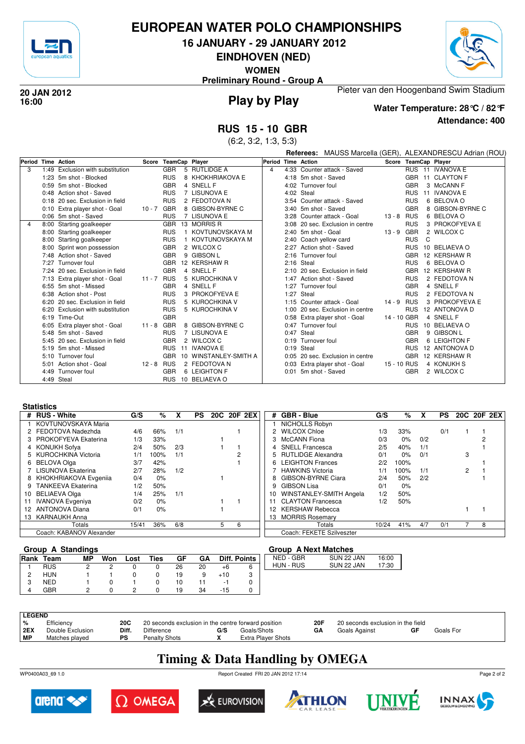# EUROPEAN WATER POLO CHAMPIONSHIPS

## 16 JANUARY - 29 JANUARY 2012

## EINDHOVEN (NED)

**WOMEN**

**Preliminary Round - Group A**

**20 JAN 2012**
**16:00**

## Play by Play

Pieter van den Hoogenband Swim Stadium

**Water Temperature: 28℃ / 82℉**

**Attendance: 400**

## RUS 15 - 10 GBR

(6:2, 3:2, 1:3, 5:3)

**Referees:** MAUSS Marcella (GER), ALEXANDRESCU Adrian (ROU)

| Period | Time | Action | Score | TeamCap | Player |
|---|---|---|---|---|---|
| 3 | 1:49 | Exclusion with substitution | | GBR 5 | RUTLIDGE A |
| | 1:23 | 5m shot - Blocked | | RUS 8 | KHOKHRIAKOVA E |
| | 0:59 | 5m shot - Blocked | | GBR 4 | SNELL F |
| | 0:48 | Action shot - Saved | | RUS 7 | LISUNOVA E |
| | 0:18 | 20 sec. Exclusion in field | | RUS 2 | FEDOTOVA N |
| | 0:10 | Extra player shot - Goal | 10 - 7 | GBR 8 | GIBSON-BYRNE C |
| | 0:06 | 5m shot - Saved | | RUS 7 | LISUNOVA E |
| 4 | 8:00 | Starting goalkeeper | | GBR 13 | MORRIS R |
| | 8:00 | Starting goalkeeper | | RUS 1 | KOVTUNOVSKAYA M |
| | 8:00 | Starting goalkeeper | | RUS 1 | KOVTUNOVSKAYA M |
| | 8:00 | Sprint won possession | | GBR 2 | WILCOX C |
| | 7:48 | Action shot - Saved | | GBR 9 | GIBSON L |
| | 7:27 | Turnover foul | | GBR 12 | KERSHAW R |
| | 7:24 | 20 sec. Exclusion in field | | GBR 4 | SNELL F |
| | 7:13 | Extra player shot - Goal | 11 - 7 | RUS 5 | KUROCHKINA V |
| | 6:55 | 5m shot - Missed | | GBR 4 | SNELL F |
| | 6:38 | Action shot - Post | | RUS 3 | PROKOFYEVA E |
| | 6:20 | 20 sec. Exclusion in field | | RUS 5 | KUROCHKINA V |
| | 6:20 | Exclusion with substitution | | RUS 5 | KUROCHKINA V |
| | 6:19 | Time-Out | | GBR | |
| | 6:05 | Extra player shot - Goal | 11 - 8 | GBR 8 | GIBSON-BYRNE C |
| | 5:48 | 5m shot - Saved | | RUS 7 | LISUNOVA E |
| | 5:45 | 20 sec. Exclusion in field | | GBR 2 | WILCOX C |
| | 5:19 | 5m shot - Missed | | RUS 11 | IVANOVA E |
| | 5:10 | Turnover foul | | GBR 10 | WINSTANLEY-SMITH A |
| | 5:01 | Action shot - Goal | 12 - 8 | RUS 2 | FEDOTOVA N |
| | 4:49 | Turnover foul | | GBR 6 | LEIGHTON F |
| | 4:49 | Steal | | RUS 10 | BELIAEVA O |
| 4 | 4:33 | Counter attack - Saved | | RUS 11 | IVANOVA E |
| | 4:18 | 5m shot - Saved | | GBR 11 | CLAYTON F |
| | 4:02 | Turnover foul | | GBR 3 | McCANN F |
| | 4:02 | Steal | | RUS 11 | IVANOVA E |
| | 3:54 | Counter attack - Saved | | RUS 6 | BELOVA O |
| | 3:40 | 5m shot - Saved | | GBR 8 | GIBSON-BYRNE C |
| | 3:28 | Counter attack - Goal | 13 - 8 | RUS 6 | BELOVA O |
| | 3:08 | 20 sec. Exclusion in centre | | RUS 3 | PROKOFYEVA E |
| | 2:40 | 5m shot - Goal | 13 - 9 | GBR 2 | WILCOX C |
| | 2:40 | Coach yellow card | | RUS C | |
| | 2:27 | Action shot - Saved | | RUS 10 | BELIAEVA O |
| | 2:16 | Turnover foul | | GBR 12 | KERSHAW R |
| | 2:16 | Steal | | RUS 6 | BELOVA O |
| | 2:10 | 20 sec. Exclusion in field | | GBR 12 | KERSHAW R |
| | 1:47 | Action shot - Saved | | RUS 2 | FEDOTOVA N |
| | 1:27 | Turnover foul | | GBR 4 | SNELL F |
| | 1:27 | Steal | | RUS 2 | FEDOTOVA N |
| | 1:15 | Counter attack - Goal | 14 - 9 | RUS 3 | PROKOFYEVA E |
| | 1:00 | 20 sec. Exclusion in centre | | RUS 12 | ANTONOVA D |
| | 0:58 | Extra player shot - Goal | 14 - 10 | GBR 4 | SNELL F |
| | 0:47 | Turnover foul | | RUS 10 | BELIAEVA O |
| | 0:47 | Steal | | GBR 9 | GIBSON L |
| | 0:19 | Turnover foul | | GBR 6 | LEIGHTON F |
| | 0:19 | Steal | | RUS 12 | ANTONOVA D |
| | 0:05 | 20 sec. Exclusion in centre | | GBR 12 | KERSHAW R |
| | 0:03 | Extra player shot - Goal | 15 - 10 | RUS 4 | KONUKH S |
| | 0:01 | 5m shot - Saved | | GBR 2 | WILCOX C |

### Statistics

| # | RUS - White | G/S | % | X | PS | 20C | 20F | 2EX |
|---|---|---|---|---|---|---|---|---|
| 1 | KOVTUNOVSKAYA Maria | | | | | | | |
| 2 | FEDOTOVA Nadezhda | 4/6 | 66% | 1/1 | | | 1 | |
| 3 | PROKOFYEVA Ekaterina | 1/3 | 33% | | | 1 | | |
| 4 | KONUKH Sofya | 2/4 | 50% | 2/3 | | 1 | 1 | |
| 5 | KUROCHKINA Victoria | 1/1 | 100% | 1/1 | | | 2 | |
| 6 | BELOVA Olga | 3/7 | 42% | | | | 1 | |
| 7 | LISUNOVA Ekaterina | 2/7 | 28% | 1/2 | | | | |
| 8 | KHOKHRIAKOVA Evgeniia | 0/4 | 0% | | | 1 | | |
| 9 | TANKEEVA Ekaterina | 1/2 | 50% | | | | | |
| 10 | BELIAEVA Olga | 1/4 | 25% | 1/1 | | | | |
| 11 | IVANOVA Evgeniya | 0/2 | 0% | | | 1 | 1 | |
| 12 | ANTONOVA Diana | 0/1 | 0% | | | 1 | | |
| 13 | KARNAUKH Anna | | | | | | | |
| | Totals | 15/41 | 36% | 6/8 | | 5 | 6 | |
| | Coach: KABANOV Alexander | | | | | | | |

| # | GBR - Blue | G/S | % | X | PS | 20C | 20F | 2EX |
|---|---|---|---|---|---|---|---|---|
| 1 | NICHOLLS Robyn | | | | | | | |
| 2 | WILCOX Chloe | 1/3 | 33% | | 0/1 | 1 | 1 | |
| 3 | McCANN Fiona | 0/3 | 0% | 0/2 | | | 2 | |
| 4 | SNELL Francesca | 2/5 | 40% | 1/1 | | | 1 | |
| 5 | RUTLIDGE Alexandra | 0/1 | 0% | 0/1 | | 3 | | |
| 6 | LEIGHTON Frances | 2/2 | 100% | | | | 1 | |
| 7 | HAWKINS Victoria | 1/1 | 100% | 1/1 | | 2 | 1 | |
| 8 | GIBSON-BYRNE Ciara | 2/4 | 50% | 2/2 | | | 1 | |
| 9 | GIBSON Lisa | 0/1 | 0% | | | | | |
| 10 | WINSTANLEY-SMITH Angela | 1/2 | 50% | | | | | |
| 11 | CLAYTON Francesca | 1/2 | 50% | | | | | |
| 12 | KERSHAW Rebecca | | | | | 1 | 1 | |
| 13 | MORRIS Rosemary | | | | | | | |
| | Totals | 10/24 | 41% | 4/7 | 0/1 | 7 | 8 | |
| | Coach: FEKETE Szilveszter | | | | | | | |

### Group A Standings

| Rank | Team | MP | Won | Lost | Ties | GF | GA | Diff. | Points |
|---|---|---|---|---|---|---|---|---|---|
| 1 | RUS | 2 | 2 | 0 | 0 | 26 | 20 | +6 | 6 |
| 2 | HUN | 1 | 1 | 0 | 0 | 19 | 9 | +10 | 3 |
| 3 | NED | 1 | 0 | 1 | 0 | 10 | 11 | -1 | 0 |
| 4 | GBR | 2 | 0 | 2 | 0 | 19 | 34 | -15 | 0 |

### Group A Next Matches

| | | |
|---|---|---|
| NED - GBR | SUN 22 JAN | 16:00 |
| HUN - RUS | SUN 22 JAN | 17:30 |

**LEGEND**

| | | | | | | | | | |
|---|---|---|---|---|---|---|---|---|---|
| % | Efficiency | 20C | 20 seconds exclusion in the centre forward position | | | 20F | 20 seconds exclusion in the field | | |
| 2EX | Double Exclusion | Diff. | Difference | G/S | Goals/Shots | GA | Goals Against | GF | Goals For |
| MP | Matches played | PS | Penalty Shots | X | Extra Player Shots | | | | |

## Timing & Data Handling by OMEGA

WP0400A03_69 1.0 Report Created FRI 20 JAN 2012 17:14